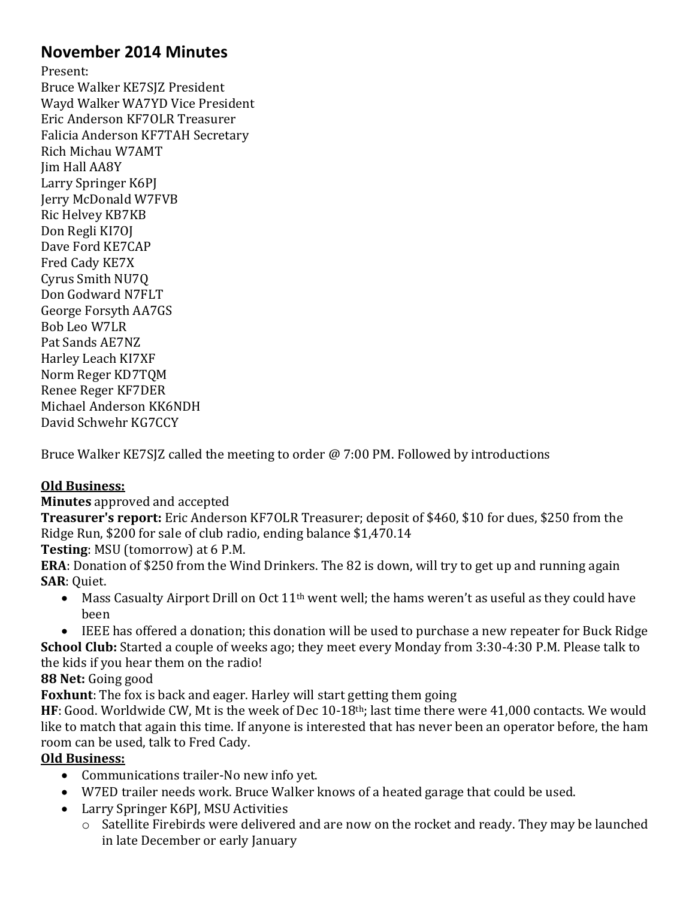## November 2014 Minutes

Present:
Bruce Walker KE7SJZ President
Wayd Walker WA7YD Vice President
Eric Anderson KF7OLR Treasurer
Falicia Anderson KF7TAH Secretary
Rich Michau W7AMT
Jim Hall AA8Y
Larry Springer K6PJ
Jerry McDonald W7FVB
Ric Helvey KB7KB
Don Regli KI7OJ
Dave Ford KE7CAP
Fred Cady KE7X
Cyrus Smith NU7Q
Don Godward N7FLT
George Forsyth AA7GS
Bob Leo W7LR
Pat Sands AE7NZ
Harley Leach KI7XF
Norm Reger KD7TQM
Renee Reger KF7DER
Michael Anderson KK6NDH
David Schwehr KG7CCY

Bruce Walker KE7SJZ called the meeting to order @ 7:00 PM. Followed by introductions

**Old Business:**

**Minutes** approved and accepted

**Treasurer's report:** Eric Anderson KF7OLR Treasurer; deposit of $460, $10 for dues, $250 from the Ridge Run, $200 for sale of club radio, ending balance $1,470.14

**Testing**: MSU (tomorrow) at 6 P.M.

**ERA**: Donation of $250 from the Wind Drinkers. The 82 is down, will try to get up and running again

**SAR**: Quiet.

- Mass Casualty Airport Drill on Oct 11th went well; the hams weren't as useful as they could have been
- IEEE has offered a donation; this donation will be used to purchase a new repeater for Buck Ridge

**School Club:** Started a couple of weeks ago; they meet every Monday from 3:30-4:30 P.M. Please talk to the kids if you hear them on the radio!

**88 Net:** Going good

**Foxhunt**: The fox is back and eager. Harley will start getting them going

**HF**: Good. Worldwide CW, Mt is the week of Dec 10-18th; last time there were 41,000 contacts. We would like to match that again this time. If anyone is interested that has never been an operator before, the ham room can be used, talk to Fred Cady.

**Old Business:**

- Communications trailer-No new info yet.
- W7ED trailer needs work. Bruce Walker knows of a heated garage that could be used.
- Larry Springer K6PJ, MSU Activities
  - Satellite Firebirds were delivered and are now on the rocket and ready. They may be launched in late December or early January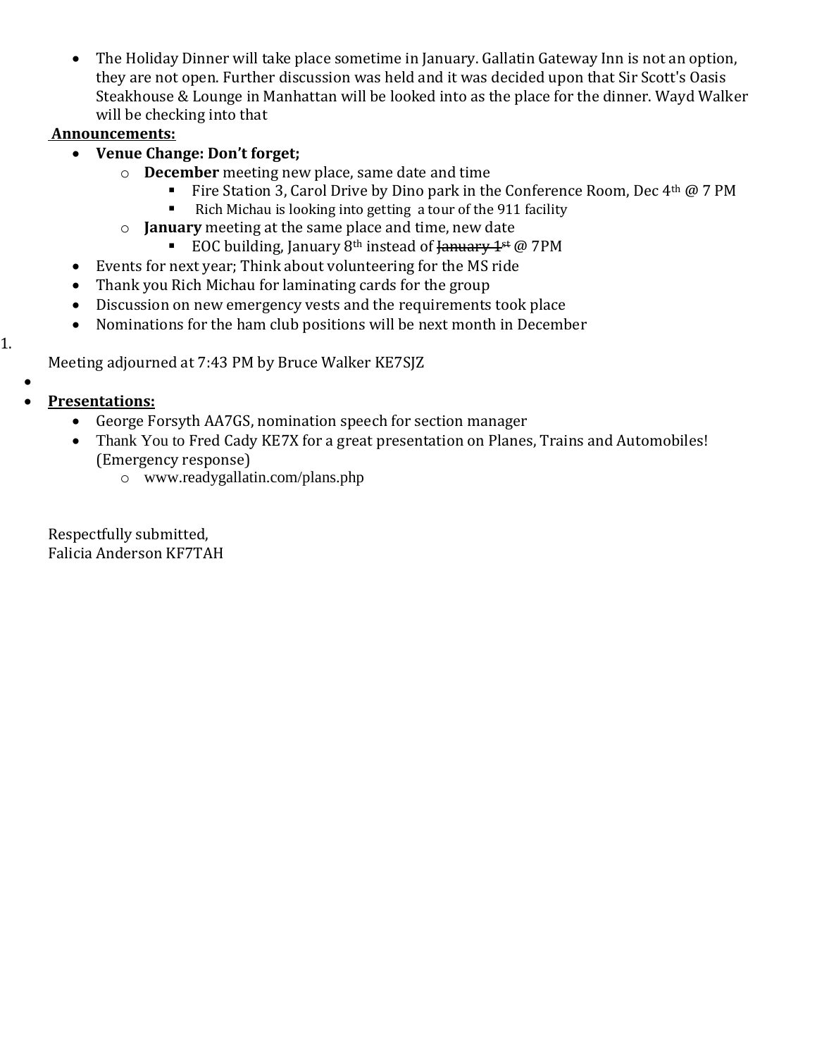- The Holiday Dinner will take place sometime in January. Gallatin Gateway Inn is not an option, they are not open. Further discussion was held and it was decided upon that Sir Scott's Oasis Steakhouse & Lounge in Manhattan will be looked into as the place for the dinner. Wayd Walker will be checking into that

**Announcements:**

- **Venue Change: Don't forget;**
  - **December** meeting new place, same date and time
    - Fire Station 3, Carol Drive by Dino park in the Conference Room, Dec 4th @ 7 PM
    - Rich Michau is looking into getting a tour of the 911 facility
  - **January** meeting at the same place and time, new date
    - EOC building, January 8th instead of ~~January 1st~~ @ 7PM
- Events for next year; Think about volunteering for the MS ride
- Thank you Rich Michau for laminating cards for the group
- Discussion on new emergency vests and the requirements took place
- Nominations for the ham club positions will be next month in December

1. Meeting adjourned at 7:43 PM by Bruce Walker KE7SJZ

- **Presentations:**
  - George Forsyth AA7GS, nomination speech for section manager
  - Thank You to Fred Cady KE7X for a great presentation on Planes, Trains and Automobiles! (Emergency response)
    - www.readygallatin.com/plans.php

Respectfully submitted,
Falicia Anderson KF7TAH